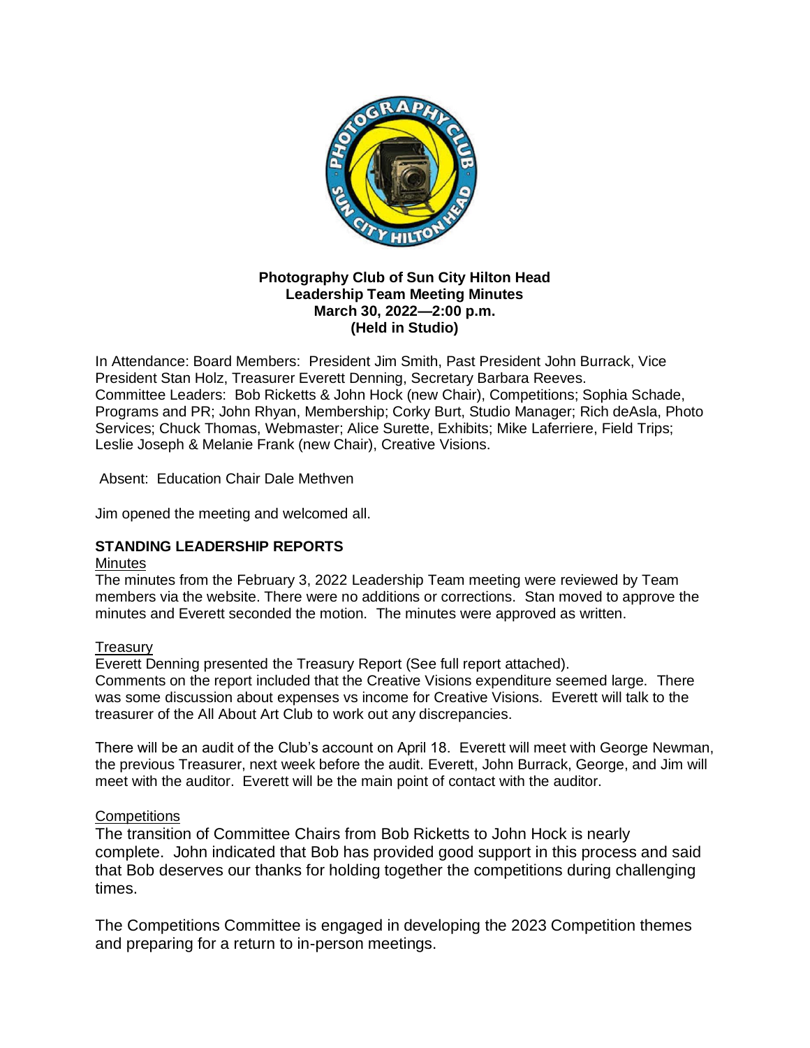**Photography Club of Sun City Hilton Head**
**Leadership Team Meeting Minutes**
**March 30, 2022—2:00 p.m.**
**(Held in Studio)**

In Attendance: Board Members: President Jim Smith, Past President John Burrack, Vice President Stan Holz, Treasurer Everett Denning, Secretary Barbara Reeves.
Committee Leaders: Bob Ricketts & John Hock (new Chair), Competitions; Sophia Schade, Programs and PR; John Rhyan, Membership; Corky Burt, Studio Manager; Rich deAsla, Photo Services; Chuck Thomas, Webmaster; Alice Surette, Exhibits; Mike Laferriere, Field Trips; Leslie Joseph & Melanie Frank (new Chair), Creative Visions.

Absent: Education Chair Dale Methven

Jim opened the meeting and welcomed all.

**STANDING LEADERSHIP REPORTS**

Minutes

The minutes from the February 3, 2022 Leadership Team meeting were reviewed by Team members via the website. There were no additions or corrections. Stan moved to approve the minutes and Everett seconded the motion. The minutes were approved as written.

Treasury

Everett Denning presented the Treasury Report (See full report attached).
Comments on the report included that the Creative Visions expenditure seemed large. There was some discussion about expenses vs income for Creative Visions. Everett will talk to the treasurer of the All About Art Club to work out any discrepancies.

There will be an audit of the Club's account on April 18. Everett will meet with George Newman, the previous Treasurer, next week before the audit. Everett, John Burrack, George, and Jim will meet with the auditor. Everett will be the main point of contact with the auditor.

Competitions

The transition of Committee Chairs from Bob Ricketts to John Hock is nearly complete. John indicated that Bob has provided good support in this process and said that Bob deserves our thanks for holding together the competitions during challenging times.

The Competitions Committee is engaged in developing the 2023 Competition themes and preparing for a return to in-person meetings.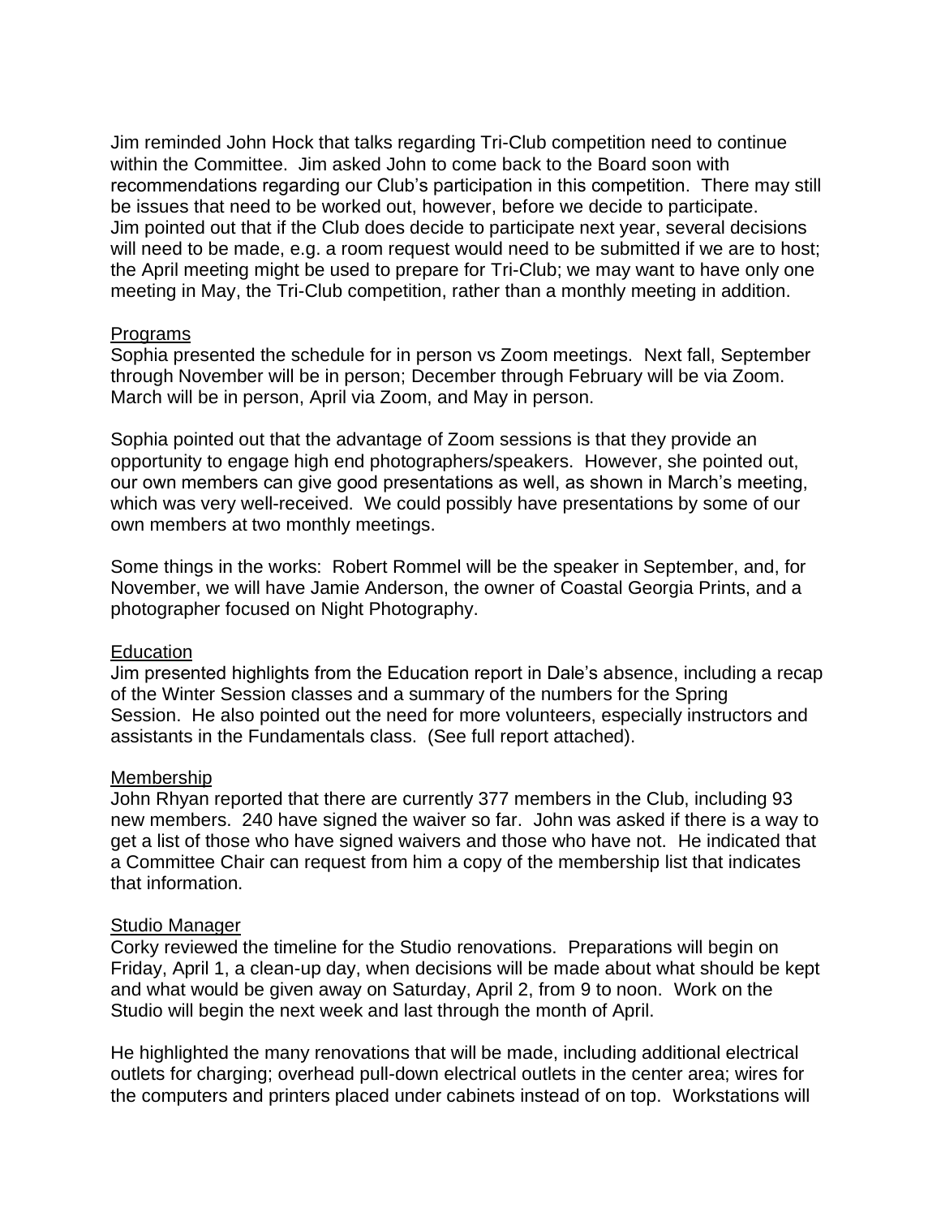Jim reminded John Hock that talks regarding Tri-Club competition need to continue within the Committee. Jim asked John to come back to the Board soon with recommendations regarding our Club's participation in this competition. There may still be issues that need to be worked out, however, before we decide to participate. Jim pointed out that if the Club does decide to participate next year, several decisions will need to be made, e.g. a room request would need to be submitted if we are to host; the April meeting might be used to prepare for Tri-Club; we may want to have only one meeting in May, the Tri-Club competition, rather than a monthly meeting in addition.

Programs

Sophia presented the schedule for in person vs Zoom meetings. Next fall, September through November will be in person; December through February will be via Zoom. March will be in person, April via Zoom, and May in person.

Sophia pointed out that the advantage of Zoom sessions is that they provide an opportunity to engage high end photographers/speakers. However, she pointed out, our own members can give good presentations as well, as shown in March's meeting, which was very well-received. We could possibly have presentations by some of our own members at two monthly meetings.

Some things in the works: Robert Rommel will be the speaker in September, and, for November, we will have Jamie Anderson, the owner of Coastal Georgia Prints, and a photographer focused on Night Photography.

Education

Jim presented highlights from the Education report in Dale's absence, including a recap of the Winter Session classes and a summary of the numbers for the Spring Session. He also pointed out the need for more volunteers, especially instructors and assistants in the Fundamentals class. (See full report attached).

Membership

John Rhyan reported that there are currently 377 members in the Club, including 93 new members. 240 have signed the waiver so far. John was asked if there is a way to get a list of those who have signed waivers and those who have not. He indicated that a Committee Chair can request from him a copy of the membership list that indicates that information.

Studio Manager

Corky reviewed the timeline for the Studio renovations. Preparations will begin on Friday, April 1, a clean-up day, when decisions will be made about what should be kept and what would be given away on Saturday, April 2, from 9 to noon. Work on the Studio will begin the next week and last through the month of April.

He highlighted the many renovations that will be made, including additional electrical outlets for charging; overhead pull-down electrical outlets in the center area; wires for the computers and printers placed under cabinets instead of on top. Workstations will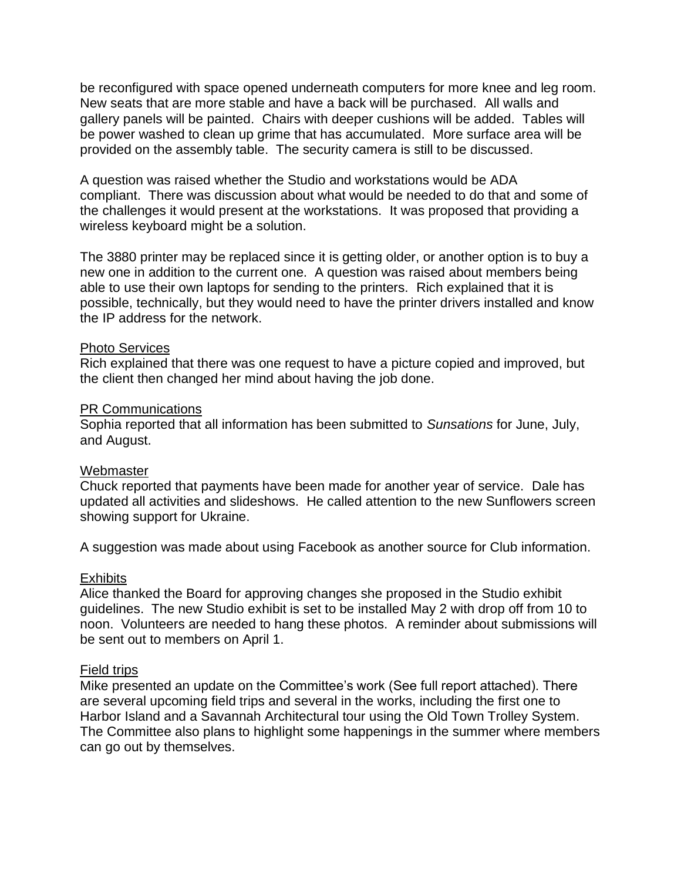be reconfigured with space opened underneath computers for more knee and leg room. New seats that are more stable and have a back will be purchased. All walls and gallery panels will be painted. Chairs with deeper cushions will be added. Tables will be power washed to clean up grime that has accumulated. More surface area will be provided on the assembly table. The security camera is still to be discussed.

A question was raised whether the Studio and workstations would be ADA compliant. There was discussion about what would be needed to do that and some of the challenges it would present at the workstations. It was proposed that providing a wireless keyboard might be a solution.

The 3880 printer may be replaced since it is getting older, or another option is to buy a new one in addition to the current one. A question was raised about members being able to use their own laptops for sending to the printers. Rich explained that it is possible, technically, but they would need to have the printer drivers installed and know the IP address for the network.

<u>Photo Services</u>
Rich explained that there was one request to have a picture copied and improved, but the client then changed her mind about having the job done.

<u>PR Communications</u>
Sophia reported that all information has been submitted to *Sunsations* for June, July, and August.

<u>Webmaster</u>
Chuck reported that payments have been made for another year of service. Dale has updated all activities and slideshows. He called attention to the new Sunflowers screen showing support for Ukraine.

A suggestion was made about using Facebook as another source for Club information.

<u>Exhibits</u>
Alice thanked the Board for approving changes she proposed in the Studio exhibit guidelines. The new Studio exhibit is set to be installed May 2 with drop off from 10 to noon. Volunteers are needed to hang these photos. A reminder about submissions will be sent out to members on April 1.

<u>Field trips</u>
Mike presented an update on the Committee's work (See full report attached). There are several upcoming field trips and several in the works, including the first one to Harbor Island and a Savannah Architectural tour using the Old Town Trolley System. The Committee also plans to highlight some happenings in the summer where members can go out by themselves.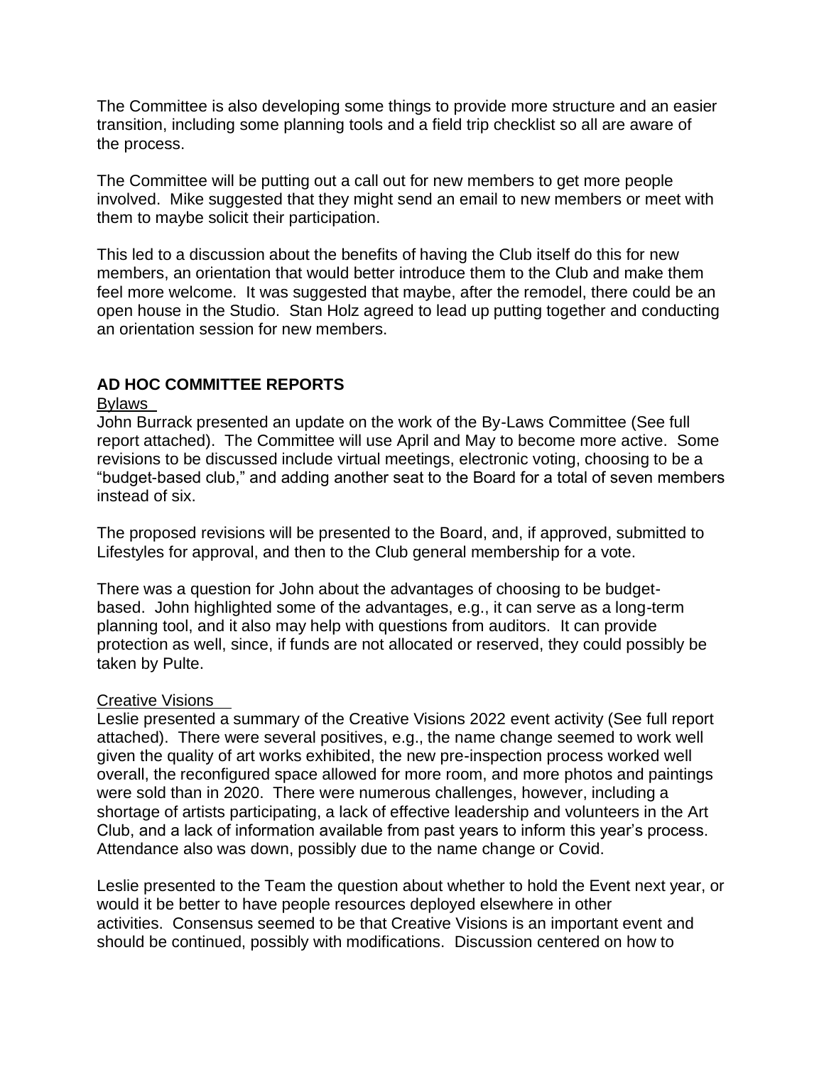The Committee is also developing some things to provide more structure and an easier transition, including some planning tools and a field trip checklist so all are aware of the process.

The Committee will be putting out a call out for new members to get more people involved. Mike suggested that they might send an email to new members or meet with them to maybe solicit their participation.

This led to a discussion about the benefits of having the Club itself do this for new members, an orientation that would better introduce them to the Club and make them feel more welcome. It was suggested that maybe, after the remodel, there could be an open house in the Studio. Stan Holz agreed to lead up putting together and conducting an orientation session for new members.

## AD HOC COMMITTEE REPORTS

Bylaws

John Burrack presented an update on the work of the By-Laws Committee (See full report attached). The Committee will use April and May to become more active. Some revisions to be discussed include virtual meetings, electronic voting, choosing to be a "budget-based club," and adding another seat to the Board for a total of seven members instead of six.

The proposed revisions will be presented to the Board, and, if approved, submitted to Lifestyles for approval, and then to the Club general membership for a vote.

There was a question for John about the advantages of choosing to be budget-based. John highlighted some of the advantages, e.g., it can serve as a long-term planning tool, and it also may help with questions from auditors. It can provide protection as well, since, if funds are not allocated or reserved, they could possibly be taken by Pulte.

Creative Visions

Leslie presented a summary of the Creative Visions 2022 event activity (See full report attached). There were several positives, e.g., the name change seemed to work well given the quality of art works exhibited, the new pre-inspection process worked well overall, the reconfigured space allowed for more room, and more photos and paintings were sold than in 2020. There were numerous challenges, however, including a shortage of artists participating, a lack of effective leadership and volunteers in the Art Club, and a lack of information available from past years to inform this year's process. Attendance also was down, possibly due to the name change or Covid.

Leslie presented to the Team the question about whether to hold the Event next year, or would it be better to have people resources deployed elsewhere in other activities. Consensus seemed to be that Creative Visions is an important event and should be continued, possibly with modifications. Discussion centered on how to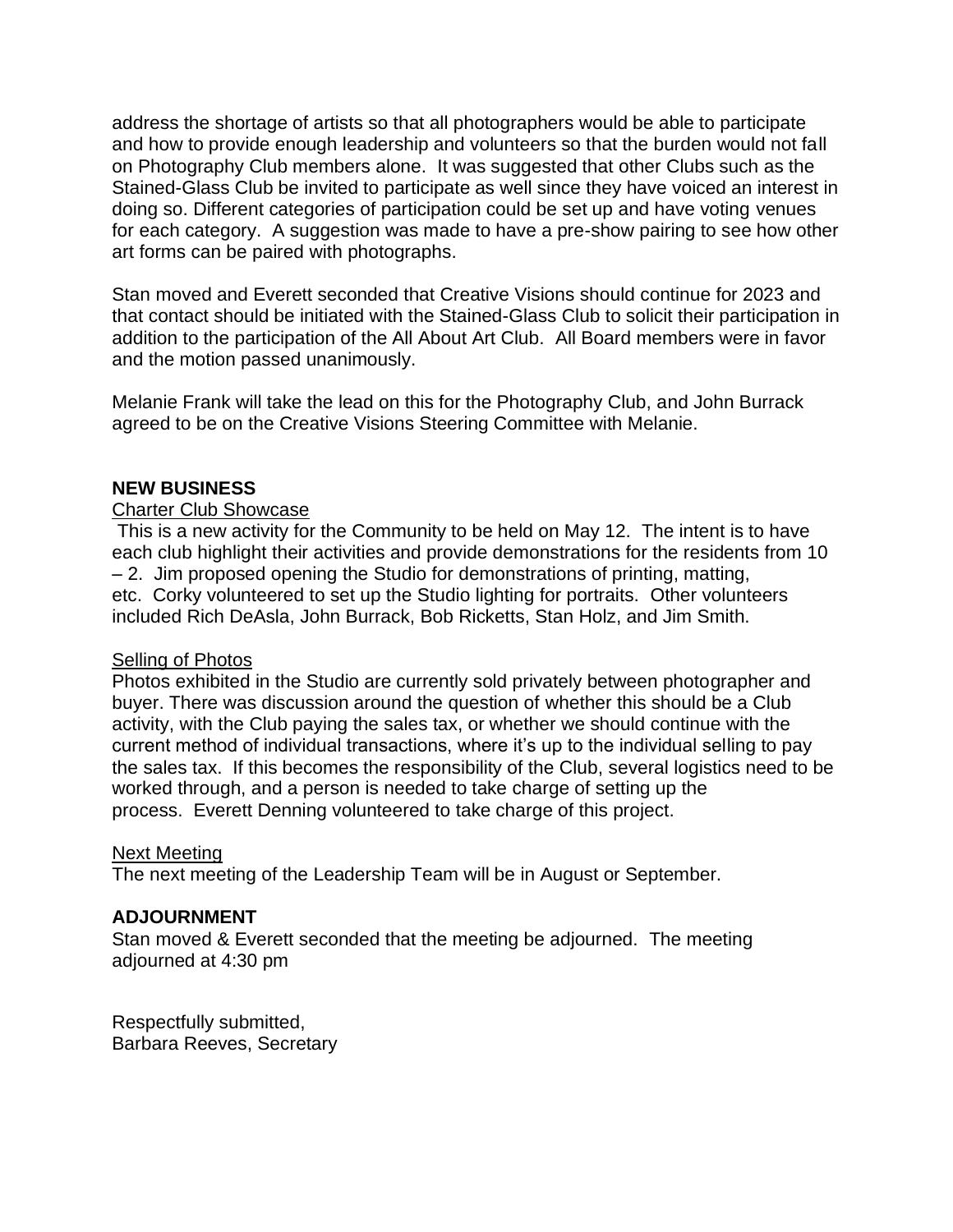address the shortage of artists so that all photographers would be able to participate and how to provide enough leadership and volunteers so that the burden would not fall on Photography Club members alone. It was suggested that other Clubs such as the Stained-Glass Club be invited to participate as well since they have voiced an interest in doing so. Different categories of participation could be set up and have voting venues for each category. A suggestion was made to have a pre-show pairing to see how other art forms can be paired with photographs.

Stan moved and Everett seconded that Creative Visions should continue for 2023 and that contact should be initiated with the Stained-Glass Club to solicit their participation in addition to the participation of the All About Art Club. All Board members were in favor and the motion passed unanimously.

Melanie Frank will take the lead on this for the Photography Club, and John Burrack agreed to be on the Creative Visions Steering Committee with Melanie.

**NEW BUSINESS**

Charter Club Showcase

This is a new activity for the Community to be held on May 12. The intent is to have each club highlight their activities and provide demonstrations for the residents from 10 – 2. Jim proposed opening the Studio for demonstrations of printing, matting, etc. Corky volunteered to set up the Studio lighting for portraits. Other volunteers included Rich DeAsla, John Burrack, Bob Ricketts, Stan Holz, and Jim Smith.

Selling of Photos

Photos exhibited in the Studio are currently sold privately between photographer and buyer. There was discussion around the question of whether this should be a Club activity, with the Club paying the sales tax, or whether we should continue with the current method of individual transactions, where it's up to the individual selling to pay the sales tax. If this becomes the responsibility of the Club, several logistics need to be worked through, and a person is needed to take charge of setting up the process. Everett Denning volunteered to take charge of this project.

Next Meeting

The next meeting of the Leadership Team will be in August or September.

**ADJOURNMENT**

Stan moved & Everett seconded that the meeting be adjourned. The meeting adjourned at 4:30 pm

Respectfully submitted,
Barbara Reeves, Secretary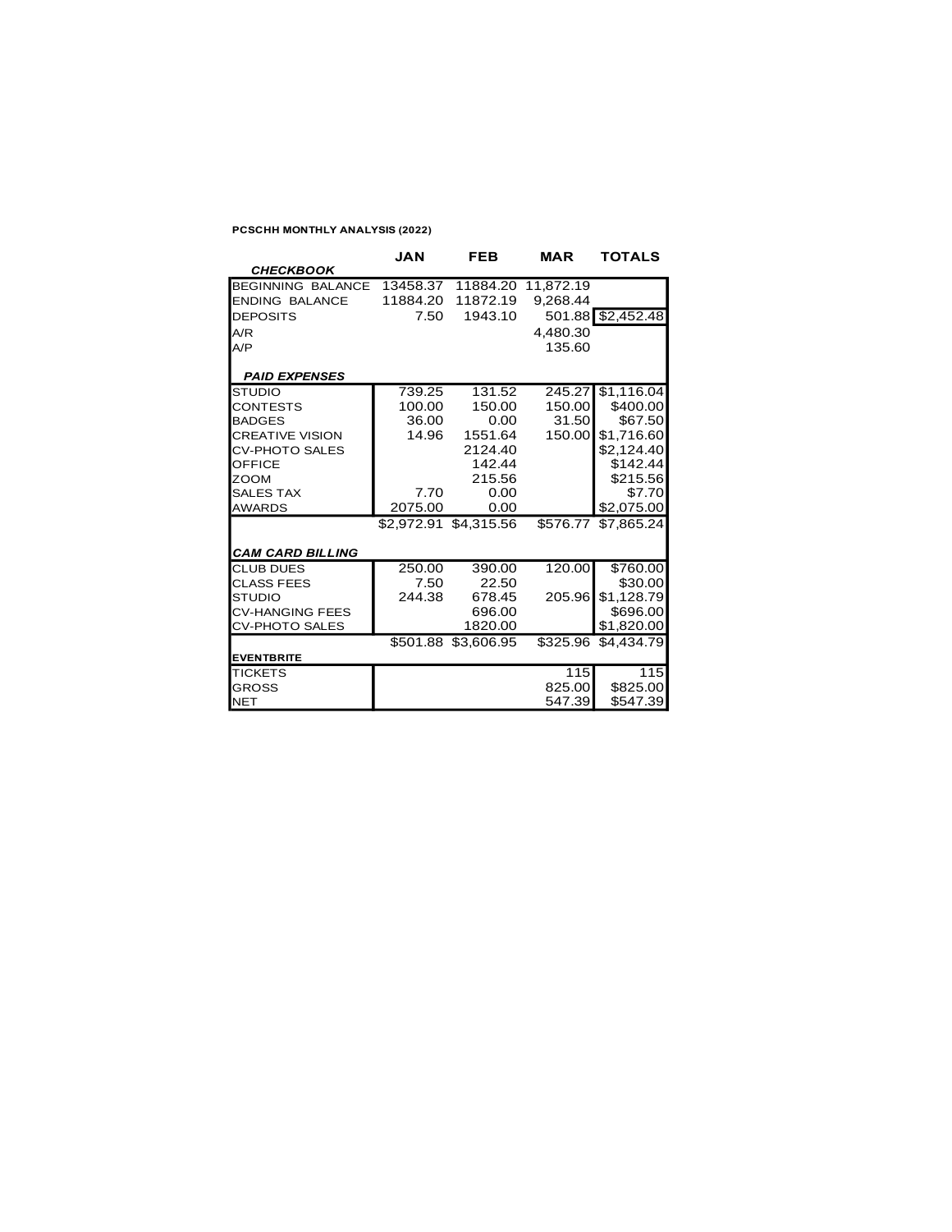**PCSCHH MONTHLY ANALYSIS (2022)**

| | JAN | FEB | MAR | TOTALS |
|---|---|---|---|---|
| ***CHECKBOOK*** | | | | |
| BEGINNING BALANCE | 13458.37 | 11884.20 | 11,872.19 | |
| ENDING BALANCE | 11884.20 | 11872.19 | 9,268.44 | |
| DEPOSITS | 7.50 | 1943.10 | 501.88 | $2,452.48 |
| A/R | | | 4,480.30 | |
| A/P | | | 135.60 | |
| ***PAID EXPENSES*** | | | | |
| STUDIO | 739.25 | 131.52 | 245.27 | $1,116.04 |
| CONTESTS | 100.00 | 150.00 | 150.00 | $400.00 |
| BADGES | 36.00 | 0.00 | 31.50 | $67.50 |
| CREATIVE VISION | 14.96 | 1551.64 | 150.00 | $1,716.60 |
| CV-PHOTO SALES | | 2124.40 | | $2,124.40 |
| OFFICE | | 142.44 | | $142.44 |
| ZOOM | | 215.56 | | $215.56 |
| SALES TAX | 7.70 | 0.00 | | $7.70 |
| AWARDS | 2075.00 | 0.00 | | $2,075.00 |
| | $2,972.91 | $4,315.56 | $576.77 | $7,865.24 |
| ***CAM CARD BILLING*** | | | | |
| CLUB DUES | 250.00 | 390.00 | 120.00 | $760.00 |
| CLASS FEES | 7.50 | 22.50 | | $30.00 |
| STUDIO | 244.38 | 678.45 | 205.96 | $1,128.79 |
| CV-HANGING FEES | | 696.00 | | $696.00 |
| CV-PHOTO SALES | | 1820.00 | | $1,820.00 |
| | $501.88 | $3,606.95 | $325.96 | $4,434.79 |
| **EVENTBRITE** | | | | |
| TICKETS | | | 115 | 115 |
| GROSS | | | 825.00 | $825.00 |
| NET | | | 547.39 | $547.39 |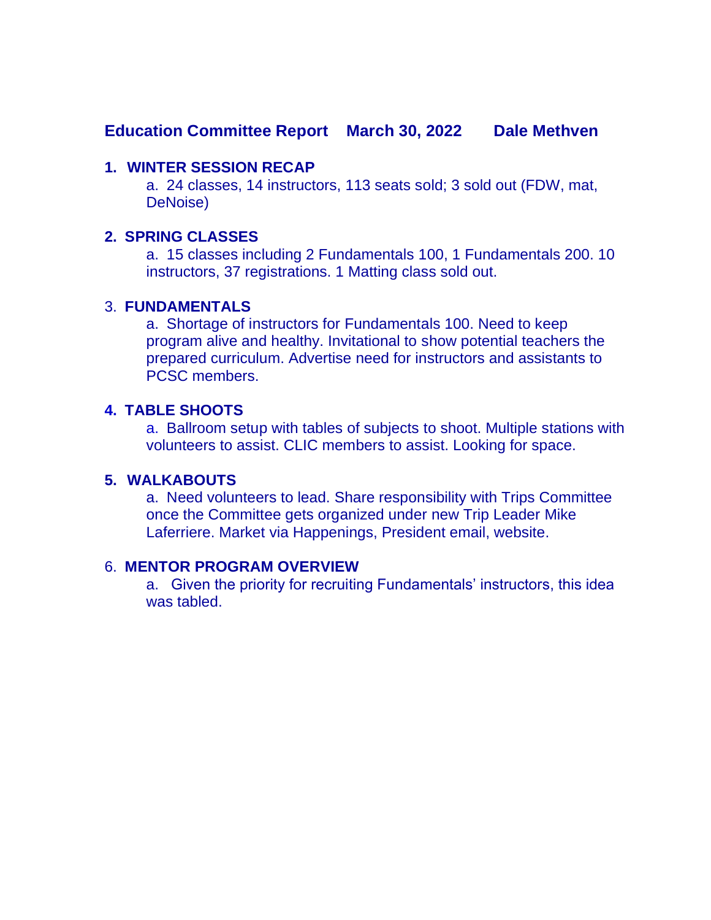**Education Committee Report March 30, 2022 Dale Methven**

1. **WINTER SESSION RECAP**

   a. 24 classes, 14 instructors, 113 seats sold; 3 sold out (FDW, mat, DeNoise)

2. **SPRING CLASSES**

   a. 15 classes including 2 Fundamentals 100, 1 Fundamentals 200. 10 instructors, 37 registrations. 1 Matting class sold out.

3. **FUNDAMENTALS**

   a. Shortage of instructors for Fundamentals 100. Need to keep program alive and healthy. Invitational to show potential teachers the prepared curriculum. Advertise need for instructors and assistants to PCSC members.

4. **TABLE SHOOTS**

   a. Ballroom setup with tables of subjects to shoot. Multiple stations with volunteers to assist. CLIC members to assist. Looking for space.

5. **WALKABOUTS**

   a. Need volunteers to lead. Share responsibility with Trips Committee once the Committee gets organized under new Trip Leader Mike Laferriere. Market via Happenings, President email, website.

6. **MENTOR PROGRAM OVERVIEW**

   a. Given the priority for recruiting Fundamentals' instructors, this idea was tabled.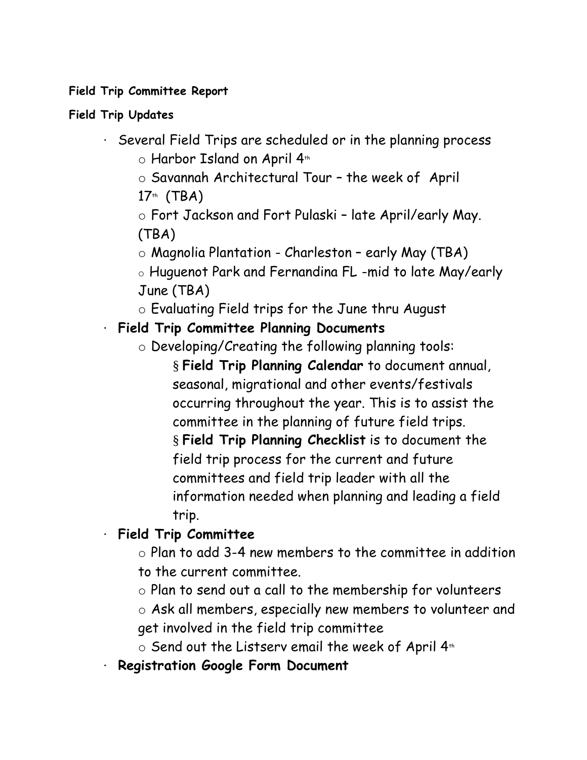**Field Trip Committee Report**

**Field Trip Updates**

- Several Field Trips are scheduled or in the planning process
  - Harbor Island on April 4th
  - Savannah Architectural Tour – the week of April 17th (TBA)
  - Fort Jackson and Fort Pulaski – late April/early May. (TBA)
  - Magnolia Plantation - Charleston – early May (TBA)
  - Huguenot Park and Fernandina FL -mid to late May/early June (TBA)
  - Evaluating Field trips for the June thru August
- **Field Trip Committee Planning Documents**
  - Developing/Creating the following planning tools:
    - **Field Trip Planning Calendar** to document annual, seasonal, migrational and other events/festivals occurring throughout the year. This is to assist the committee in the planning of future field trips.
    - **Field Trip Planning Checklist** is to document the field trip process for the current and future committees and field trip leader with all the information needed when planning and leading a field trip.
- **Field Trip Committee**
  - Plan to add 3-4 new members to the committee in addition to the current committee.
  - Plan to send out a call to the membership for volunteers
  - Ask all members, especially new members to volunteer and get involved in the field trip committee
  - Send out the Listserv email the week of April 4th
- **Registration Google Form Document**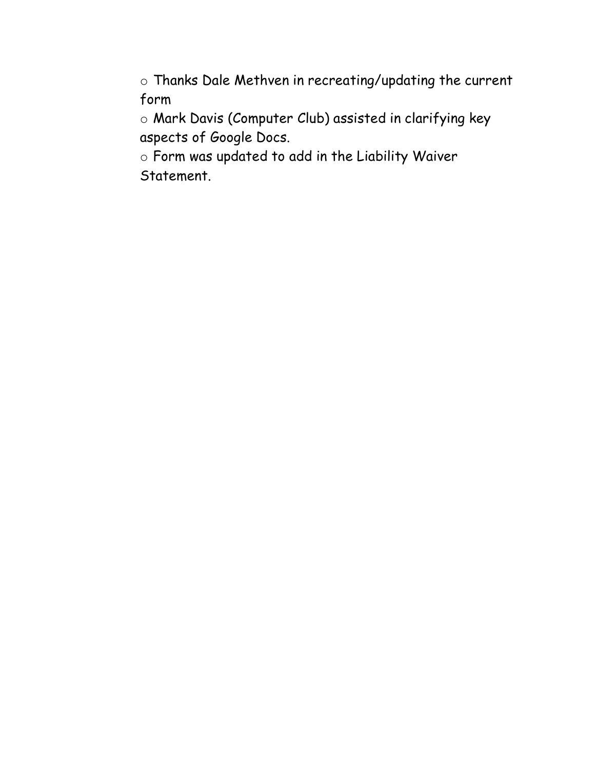- Thanks Dale Methven in recreating/updating the current form
- Mark Davis (Computer Club) assisted in clarifying key aspects of Google Docs.
- Form was updated to add in the Liability Waiver Statement.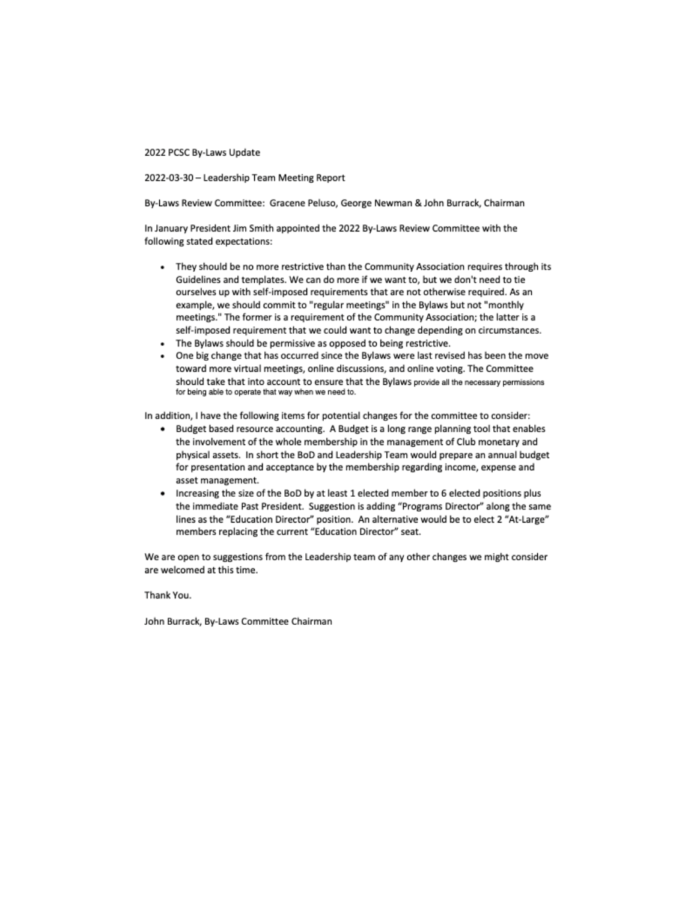2022 PCSC By-Laws Update

2022-03-30 – Leadership Team Meeting Report

By-Laws Review Committee: Gracene Peluso, George Newman & John Burrack, Chairman

In January President Jim Smith appointed the 2022 By-Laws Review Committee with the following stated expectations:

- They should be no more restrictive than the Community Association requires through its Guidelines and templates. We can do more if we want to, but we don't need to tie ourselves up with self-imposed requirements that are not otherwise required. As an example, we should commit to "regular meetings" in the Bylaws but not "monthly meetings." The former is a requirement of the Community Association; the latter is a self-imposed requirement that we could want to change depending on circumstances.
- The Bylaws should be permissive as opposed to being restrictive.
- One big change that has occurred since the Bylaws were last revised has been the move toward more virtual meetings, online discussions, and online voting. The Committee should take that into account to ensure that the Bylaws provide all the necessary permissions for being able to operate that way when we need to.

In addition, I have the following items for potential changes for the committee to consider:

- Budget based resource accounting. A Budget is a long range planning tool that enables the involvement of the whole membership in the management of Club monetary and physical assets. In short the BoD and Leadership Team would prepare an annual budget for presentation and acceptance by the membership regarding income, expense and asset management.
- Increasing the size of the BoD by at least 1 elected member to 6 elected positions plus the immediate Past President. Suggestion is adding "Programs Director" along the same lines as the "Education Director" position. An alternative would be to elect 2 "At-Large" members replacing the current "Education Director" seat.

We are open to suggestions from the Leadership team of any other changes we might consider are welcomed at this time.

Thank You.

John Burrack, By-Laws Committee Chairman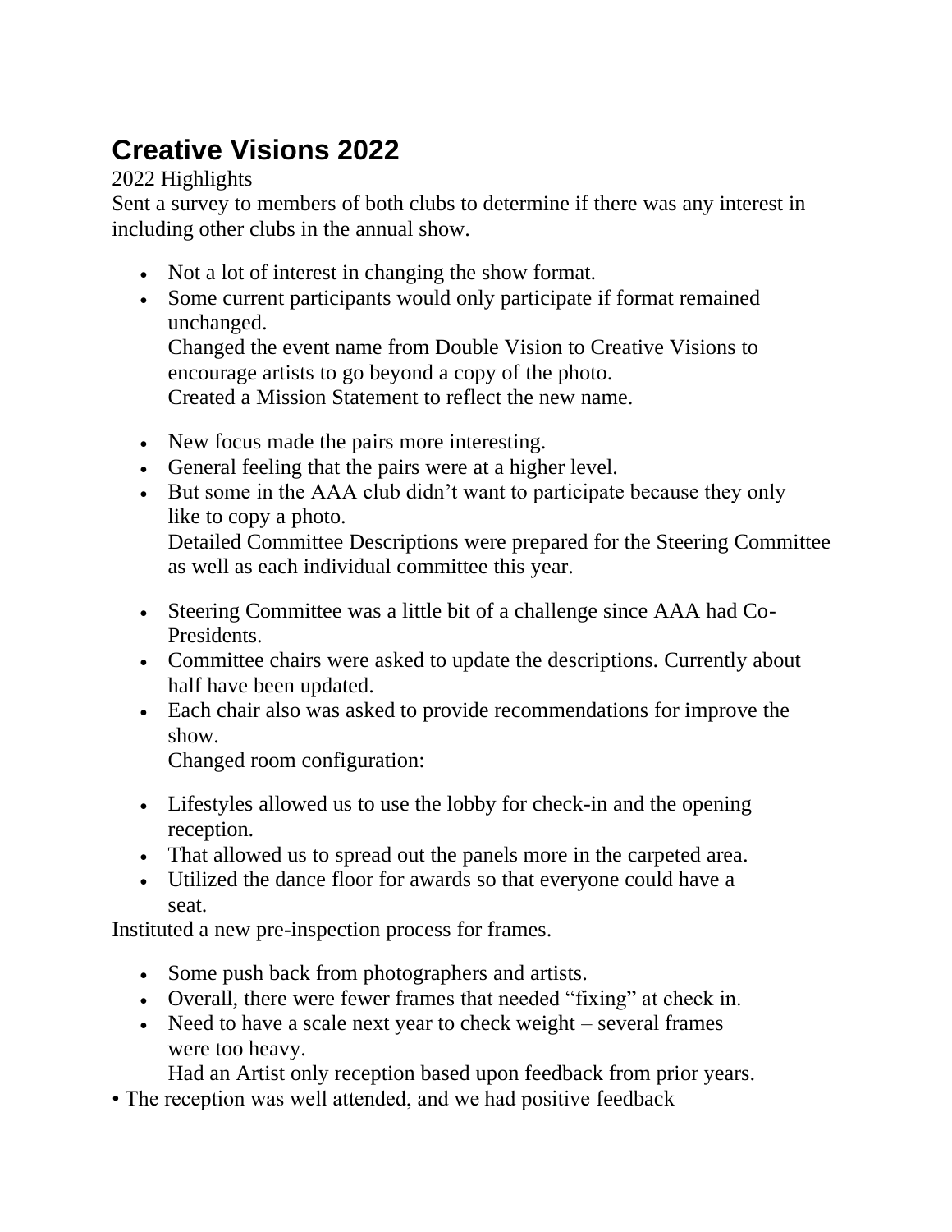# Creative Visions 2022

2022 Highlights

Sent a survey to members of both clubs to determine if there was any interest in including other clubs in the annual show.

- Not a lot of interest in changing the show format.
- Some current participants would only participate if format remained unchanged.

Changed the event name from Double Vision to Creative Visions to encourage artists to go beyond a copy of the photo.

Created a Mission Statement to reflect the new name.

- New focus made the pairs more interesting.
- General feeling that the pairs were at a higher level.
- But some in the AAA club didn't want to participate because they only like to copy a photo.

Detailed Committee Descriptions were prepared for the Steering Committee as well as each individual committee this year.

- Steering Committee was a little bit of a challenge since AAA had Co-Presidents.
- Committee chairs were asked to update the descriptions. Currently about half have been updated.
- Each chair also was asked to provide recommendations for improve the show.

Changed room configuration:

- Lifestyles allowed us to use the lobby for check-in and the opening reception.
- That allowed us to spread out the panels more in the carpeted area.
- Utilized the dance floor for awards so that everyone could have a seat.

Instituted a new pre-inspection process for frames.

- Some push back from photographers and artists.
- Overall, there were fewer frames that needed "fixing" at check in.
- Need to have a scale next year to check weight – several frames were too heavy.

Had an Artist only reception based upon feedback from prior years.

- The reception was well attended, and we had positive feedback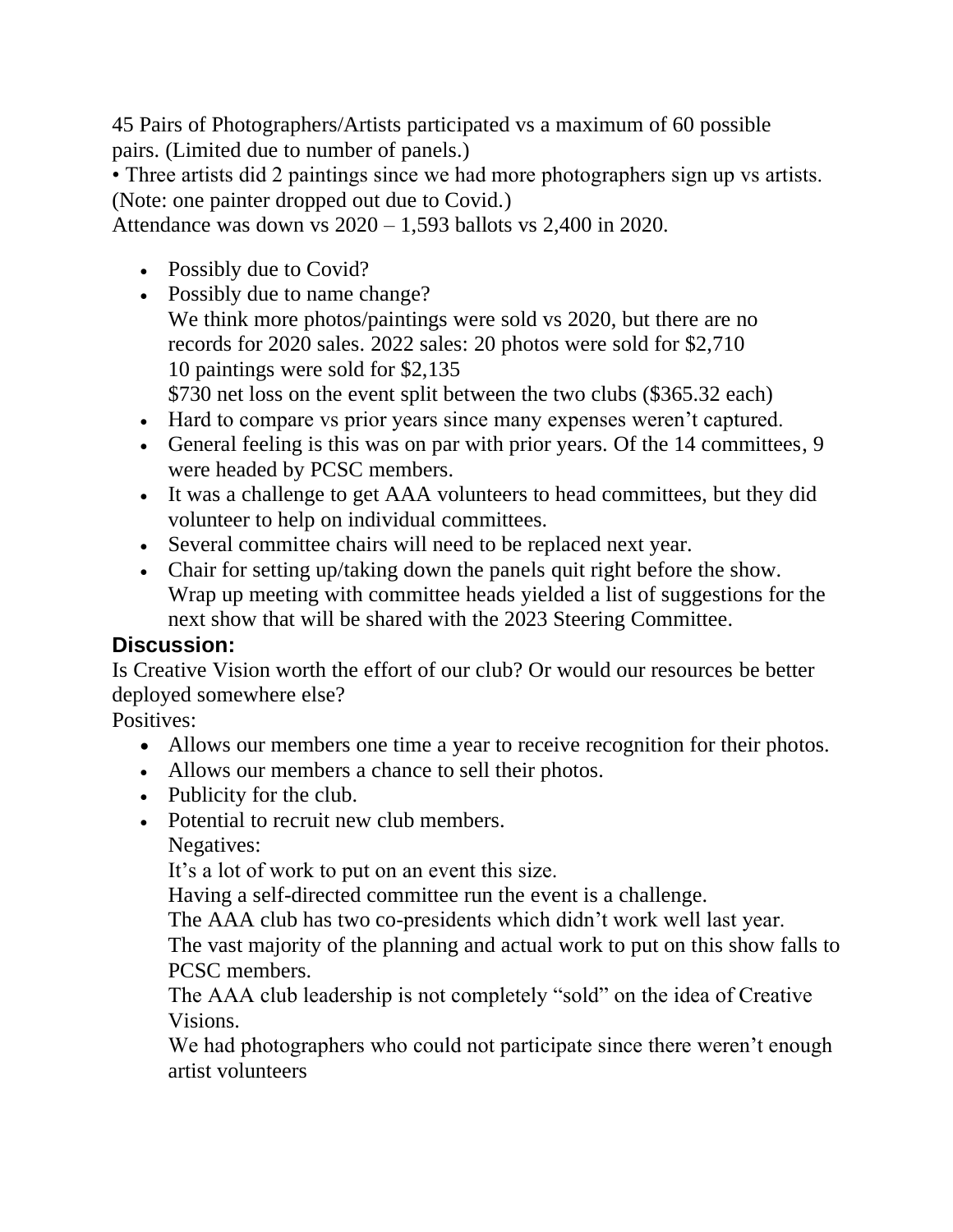45 Pairs of Photographers/Artists participated vs a maximum of 60 possible pairs. (Limited due to number of panels.)

• Three artists did 2 paintings since we had more photographers sign up vs artists. (Note: one painter dropped out due to Covid.)

Attendance was down vs 2020 – 1,593 ballots vs 2,400 in 2020.

- Possibly due to Covid?
- Possibly due to name change?
  We think more photos/paintings were sold vs 2020, but there are no records for 2020 sales. 2022 sales: 20 photos were sold for $2,710
  10 paintings were sold for $2,135
  $730 net loss on the event split between the two clubs ($365.32 each)
- Hard to compare vs prior years since many expenses weren't captured.
- General feeling is this was on par with prior years. Of the 14 committees, 9 were headed by PCSC members.
- It was a challenge to get AAA volunteers to head committees, but they did volunteer to help on individual committees.
- Several committee chairs will need to be replaced next year.
- Chair for setting up/taking down the panels quit right before the show.
  Wrap up meeting with committee heads yielded a list of suggestions for the next show that will be shared with the 2023 Steering Committee.

## Discussion:

Is Creative Vision worth the effort of our club? Or would our resources be better deployed somewhere else?

Positives:

- Allows our members one time a year to receive recognition for their photos.
- Allows our members a chance to sell their photos.
- Publicity for the club.
- Potential to recruit new club members.

  Negatives:

  It's a lot of work to put on an event this size.

  Having a self-directed committee run the event is a challenge.

  The AAA club has two co-presidents which didn't work well last year.

  The vast majority of the planning and actual work to put on this show falls to PCSC members.

  The AAA club leadership is not completely "sold" on the idea of Creative Visions.

  We had photographers who could not participate since there weren't enough artist volunteers